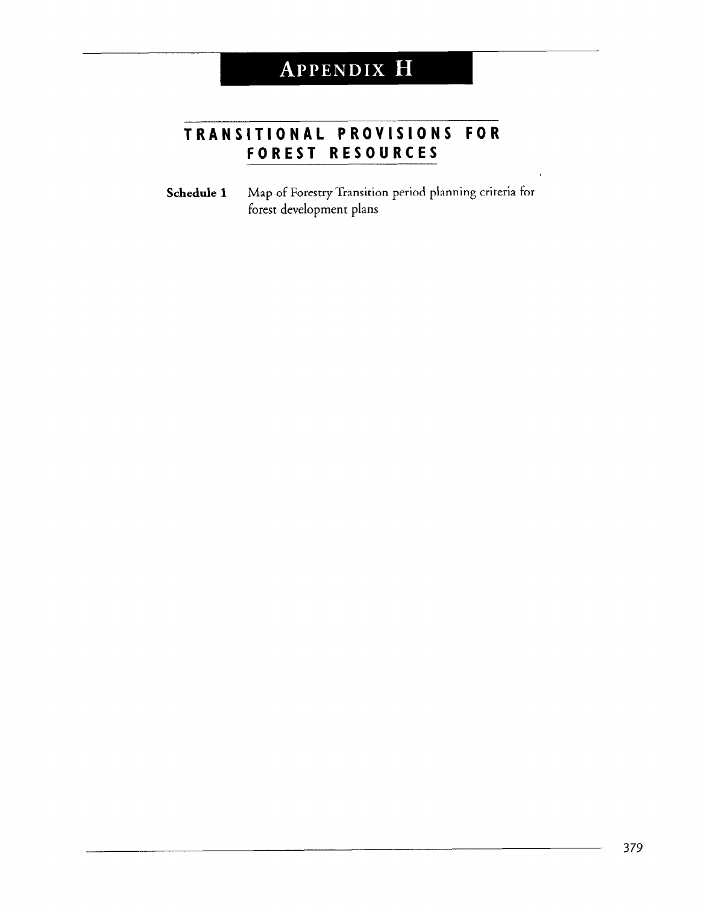# APPENDIX H

## TRANSITIONAL PROVISIONS FOR FOREST RESOURCES

**Schedule 1** Map of Forestry Transition period planning criteria for forest development plans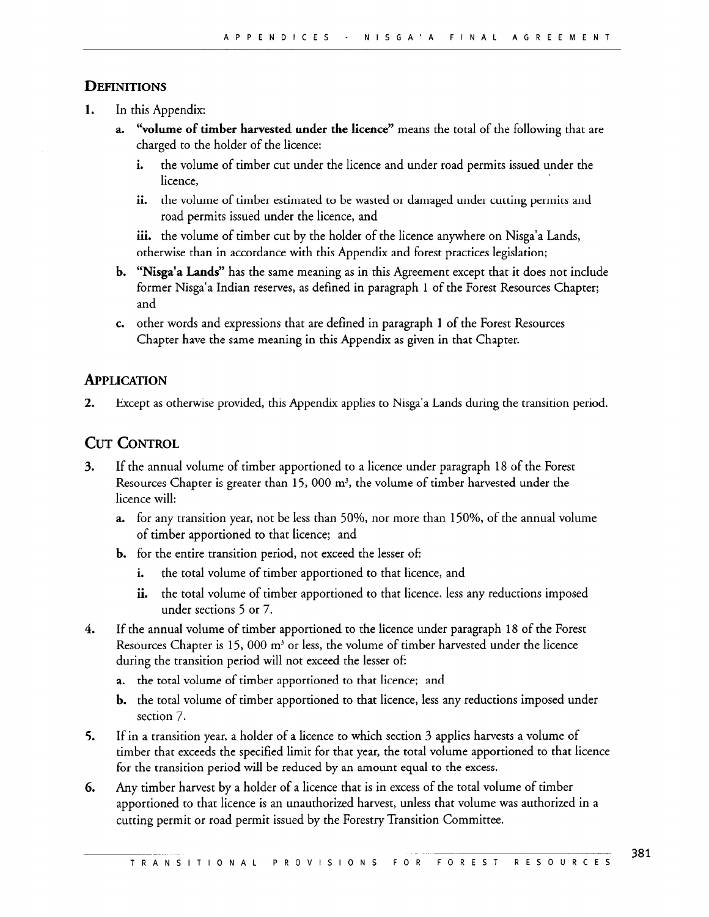## Definitions

1. In this Appendix:
   a. **"volume of timber harvested under the licence"** means the total of the following that are charged to the holder of the licence:
      i. the volume of timber cut under the licence and under road permits issued under the licence,
      ii. the volume of timber estimated to be wasted or damaged under cutting permits and road permits issued under the licence, and
      iii. the volume of timber cut by the holder of the licence anywhere on Nisga'a Lands, otherwise than in accordance with this Appendix and forest practices legislation;
   b. **"Nisga'a Lands"** has the same meaning as in this Agreement except that it does not include former Nisga'a Indian reserves, as defined in paragraph 1 of the Forest Resources Chapter; and
   c. other words and expressions that are defined in paragraph 1 of the Forest Resources Chapter have the same meaning in this Appendix as given in that Chapter.

## Application

2. Except as otherwise provided, this Appendix applies to Nisga'a Lands during the transition period.

## Cut Control

3. If the annual volume of timber apportioned to a licence under paragraph 18 of the Forest Resources Chapter is greater than 15, 000 $m^3$, the volume of timber harvested under the licence will:
   a. for any transition year, not be less than 50%, nor more than 150%, of the annual volume of timber apportioned to that licence; and
   b. for the entire transition period, not exceed the lesser of:
      i. the total volume of timber apportioned to that licence, and
      ii. the total volume of timber apportioned to that licence, less any reductions imposed under sections 5 or 7.
4. If the annual volume of timber apportioned to the licence under paragraph 18 of the Forest Resources Chapter is 15, 000 $m^3$ or less, the volume of timber harvested under the licence during the transition period will not exceed the lesser of:
   a. the total volume of timber apportioned to that licence; and
   b. the total volume of timber apportioned to that licence, less any reductions imposed under section 7.
5. If in a transition year, a holder of a licence to which section 3 applies harvests a volume of timber that exceeds the specified limit for that year, the total volume apportioned to that licence for the transition period will be reduced by an amount equal to the excess.
6. Any timber harvest by a holder of a licence that is in excess of the total volume of timber apportioned to that licence is an unauthorized harvest, unless that volume was authorized in a cutting permit or road permit issued by the Forestry Transition Committee.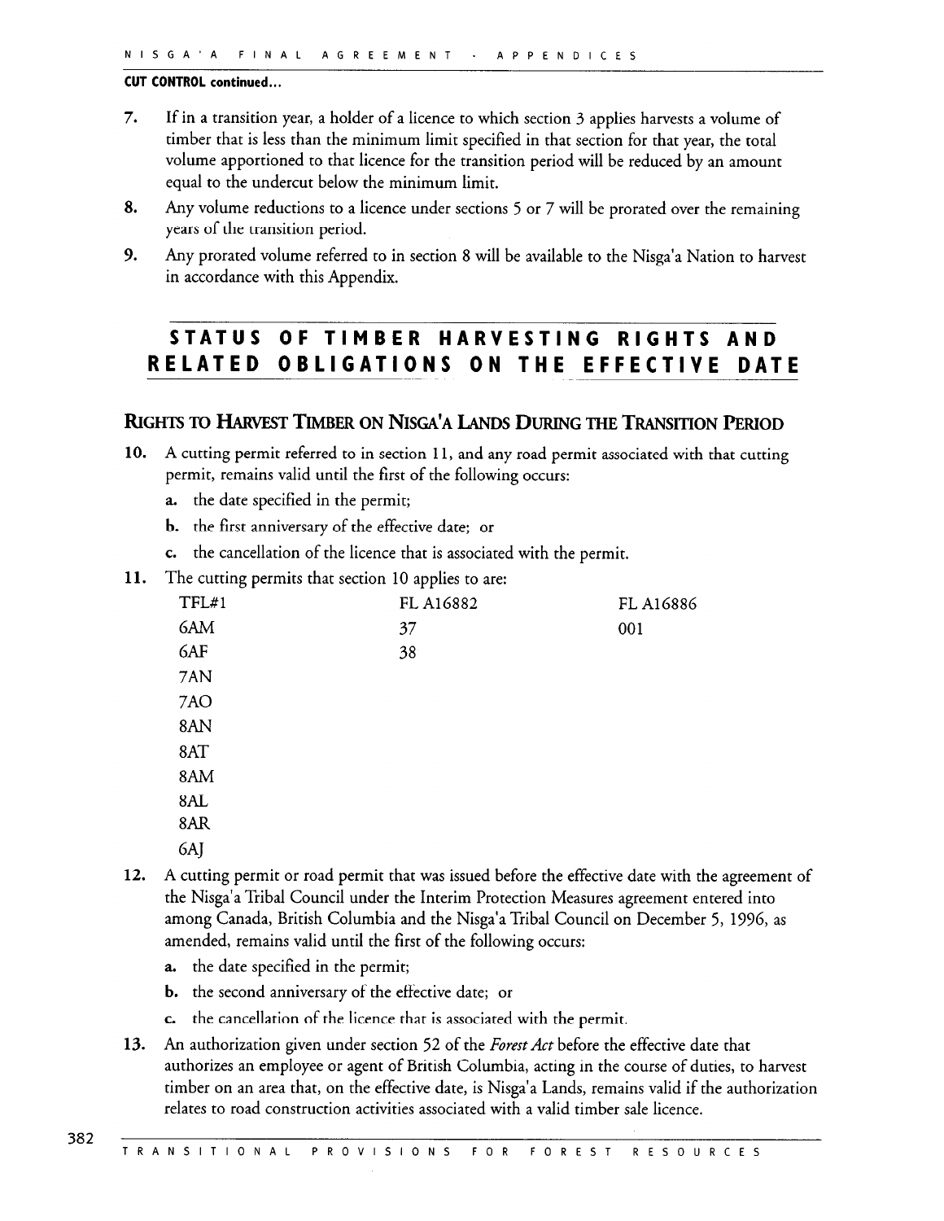**CUT CONTROL continued...**

7. If in a transition year, a holder of a licence to which section 3 applies harvests a volume of timber that is less than the minimum limit specified in that section for that year, the total volume apportioned to that licence for the transition period will be reduced by an amount equal to the undercut below the minimum limit.
8. Any volume reductions to a licence under sections 5 or 7 will be prorated over the remaining years of the transition period.
9. Any prorated volume referred to in section 8 will be available to the Nisga'a Nation to harvest in accordance with this Appendix.

## STATUS OF TIMBER HARVESTING RIGHTS AND RELATED OBLIGATIONS ON THE EFFECTIVE DATE

### RIGHTS TO HARVEST TIMBER ON NISGA'A LANDS DURING THE TRANSITION PERIOD

10. A cutting permit referred to in section 11, and any road permit associated with that cutting permit, remains valid until the first of the following occurs:
    a. the date specified in the permit;
    b. the first anniversary of the effective date; or
    c. the cancellation of the licence that is associated with the permit.
11. The cutting permits that section 10 applies to are:

| TFL#1 | FL A16882 | FL A16886 |
|---|---|---|
| 6AM | 37 | 001 |
| 6AF | 38 | |
| 7AN | | |
| 7AO | | |
| 8AN | | |
| 8AT | | |
| 8AM | | |
| 8AL | | |
| 8AR | | |
| 6AJ | | |

12. A cutting permit or road permit that was issued before the effective date with the agreement of the Nisga'a Tribal Council under the Interim Protection Measures agreement entered into among Canada, British Columbia and the Nisga'a Tribal Council on December 5, 1996, as amended, remains valid until the first of the following occurs:
    a. the date specified in the permit;
    b. the second anniversary of the effective date; or
    c. the cancellation of the licence that is associated with the permit.
13. An authorization given under section 52 of the *Forest Act* before the effective date that authorizes an employee or agent of British Columbia, acting in the course of duties, to harvest timber on an area that, on the effective date, is Nisga'a Lands, remains valid if the authorization relates to road construction activities associated with a valid timber sale licence.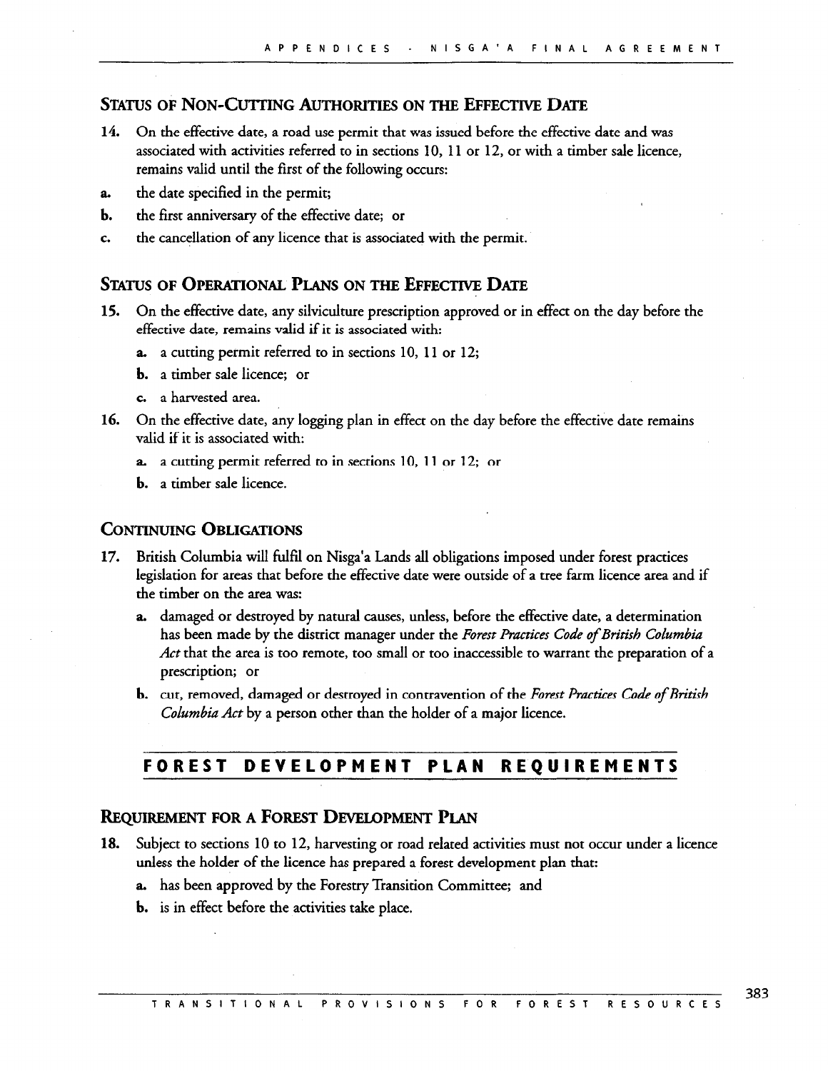## Status of Non-Cutting Authorities on the Effective Date

14. On the effective date, a road use permit that was issued before the effective date and was associated with activities referred to in sections 10, 11 or 12, or with a timber sale licence, remains valid until the first of the following occurs:

a. the date specified in the permit;

b. the first anniversary of the effective date; or

c. the cancellation of any licence that is associated with the permit.

## Status of Operational Plans on the Effective Date

15. On the effective date, any silviculture prescription approved or in effect on the day before the effective date, remains valid if it is associated with:

   a. a cutting permit referred to in sections 10, 11 or 12;

   b. a timber sale licence; or

   c. a harvested area.

16. On the effective date, any logging plan in effect on the day before the effective date remains valid if it is associated with:

   a. a cutting permit referred to in sections 10, 11 or 12; or

   b. a timber sale licence.

## Continuing Obligations

17. British Columbia will fulfil on Nisga'a Lands all obligations imposed under forest practices legislation for areas that before the effective date were outside of a tree farm licence area and if the timber on the area was:

   a. damaged or destroyed by natural causes, unless, before the effective date, a determination has been made by the district manager under the *Forest Practices Code of British Columbia Act* that the area is too remote, too small or too inaccessible to warrant the preparation of a prescription; or

   b. cut, removed, damaged or destroyed in contravention of the *Forest Practices Code of British Columbia Act* by a person other than the holder of a major licence.

# FOREST DEVELOPMENT PLAN REQUIREMENTS

## Requirement for a Forest Development Plan

18. Subject to sections 10 to 12, harvesting or road related activities must not occur under a licence unless the holder of the licence has prepared a forest development plan that:

   a. has been approved by the Forestry Transition Committee; and

   b. is in effect before the activities take place.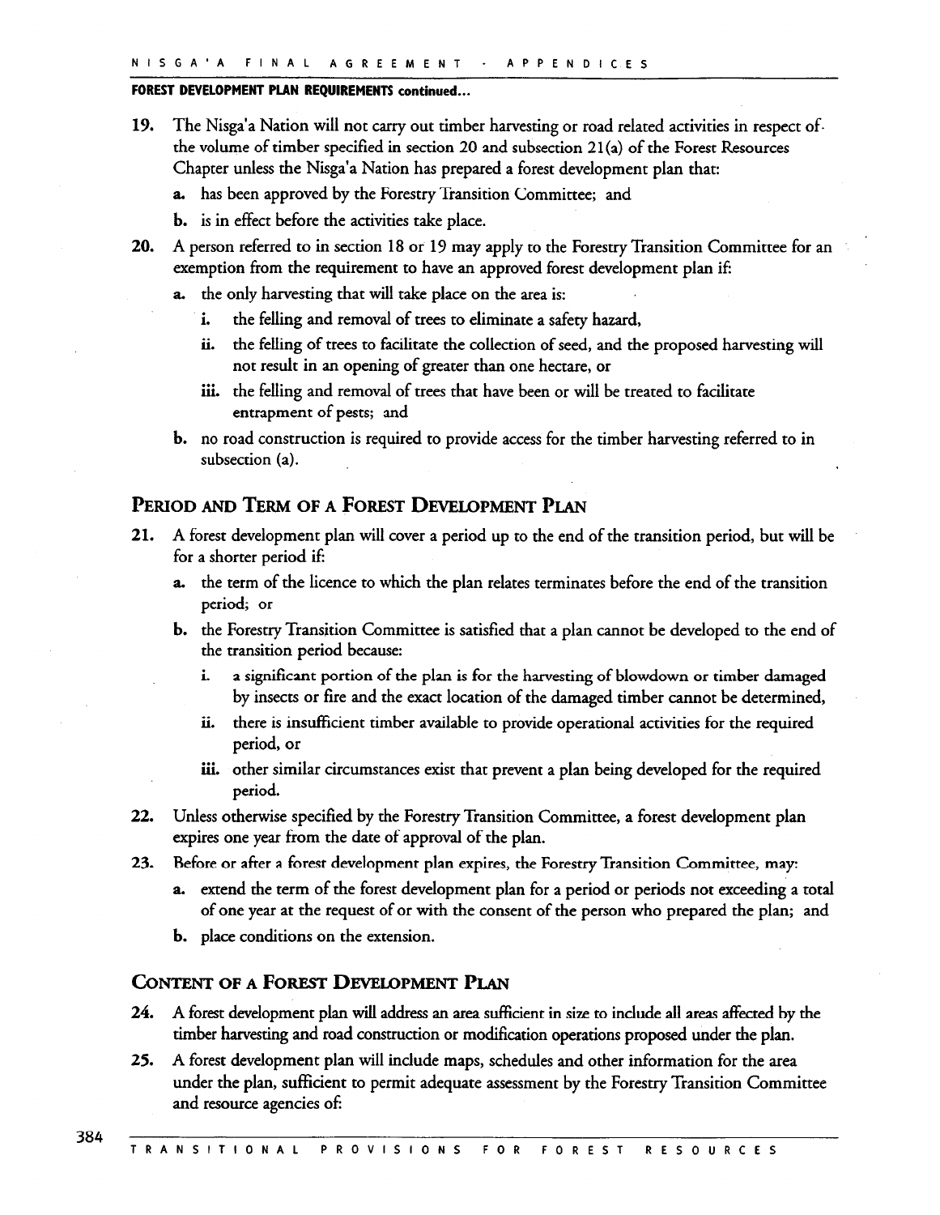**FOREST DEVELOPMENT PLAN REQUIREMENTS continued...**

19. The Nisga'a Nation will not carry out timber harvesting or road related activities in respect of the volume of timber specified in section 20 and subsection 21(a) of the Forest Resources Chapter unless the Nisga'a Nation has prepared a forest development plan that:
    a. has been approved by the Forestry Transition Committee; and
    b. is in effect before the activities take place.
20. A person referred to in section 18 or 19 may apply to the Forestry Transition Committee for an exemption from the requirement to have an approved forest development plan if:
    a. the only harvesting that will take place on the area is:
        i. the felling and removal of trees to eliminate a safety hazard,
        ii. the felling of trees to facilitate the collection of seed, and the proposed harvesting will not result in an opening of greater than one hectare, or
        iii. the felling and removal of trees that have been or will be treated to facilitate entrapment of pests; and
    b. no road construction is required to provide access for the timber harvesting referred to in subsection (a).

## Period and Term of a Forest Development Plan

21. A forest development plan will cover a period up to the end of the transition period, but will be for a shorter period if:
    a. the term of the licence to which the plan relates terminates before the end of the transition period; or
    b. the Forestry Transition Committee is satisfied that a plan cannot be developed to the end of the transition period because:
        i. a significant portion of the plan is for the harvesting of blowdown or timber damaged by insects or fire and the exact location of the damaged timber cannot be determined,
        ii. there is insufficient timber available to provide operational activities for the required period, or
        iii. other similar circumstances exist that prevent a plan being developed for the required period.
22. Unless otherwise specified by the Forestry Transition Committee, a forest development plan expires one year from the date of approval of the plan.
23. Before or after a forest development plan expires, the Forestry Transition Committee, may:
    a. extend the term of the forest development plan for a period or periods not exceeding a total of one year at the request of or with the consent of the person who prepared the plan; and
    b. place conditions on the extension.

## Content of a Forest Development Plan

24. A forest development plan will address an area sufficient in size to include all areas affected by the timber harvesting and road construction or modification operations proposed under the plan.
25. A forest development plan will include maps, schedules and other information for the area under the plan, sufficient to permit adequate assessment by the Forestry Transition Committee and resource agencies of: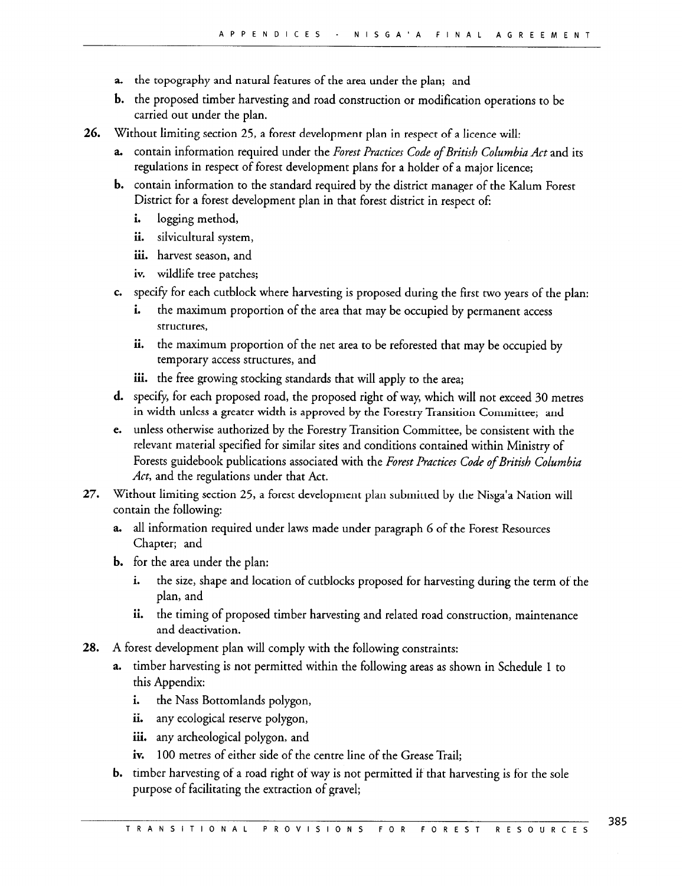a. the topography and natural features of the area under the plan; and

b. the proposed timber harvesting and road construction or modification operations to be carried out under the plan.

**26.** Without limiting section 25, a forest development plan in respect of a licence will:

a. contain information required under the *Forest Practices Code of British Columbia Act* and its regulations in respect of forest development plans for a holder of a major licence;

b. contain information to the standard required by the district manager of the Kalum Forest District for a forest development plan in that forest district in respect of:

   i. logging method,

   ii. silvicultural system,

   iii. harvest season, and

   iv. wildlife tree patches;

c. specify for each cutblock where harvesting is proposed during the first two years of the plan:

   i. the maximum proportion of the area that may be occupied by permanent access structures,

   ii. the maximum proportion of the net area to be reforested that may be occupied by temporary access structures, and

   iii. the free growing stocking standards that will apply to the area;

d. specify, for each proposed road, the proposed right of way, which will not exceed 30 metres in width unless a greater width is approved by the Forestry Transition Committee; and

e. unless otherwise authorized by the Forestry Transition Committee, be consistent with the relevant material specified for similar sites and conditions contained within Ministry of Forests guidebook publications associated with the *Forest Practices Code of British Columbia Act*, and the regulations under that Act.

**27.** Without limiting section 25, a forest development plan submitted by the Nisga'a Nation will contain the following:

a. all information required under laws made under paragraph 6 of the Forest Resources Chapter; and

b. for the area under the plan:

   i. the size, shape and location of cutblocks proposed for harvesting during the term of the plan, and

   ii. the timing of proposed timber harvesting and related road construction, maintenance and deactivation.

**28.** A forest development plan will comply with the following constraints:

a. timber harvesting is not permitted within the following areas as shown in Schedule 1 to this Appendix:

   i. the Nass Bottomlands polygon,

   ii. any ecological reserve polygon,

   iii. any archeological polygon, and

   iv. 100 metres of either side of the centre line of the Grease Trail;

b. timber harvesting of a road right of way is not permitted if that harvesting is for the sole purpose of facilitating the extraction of gravel;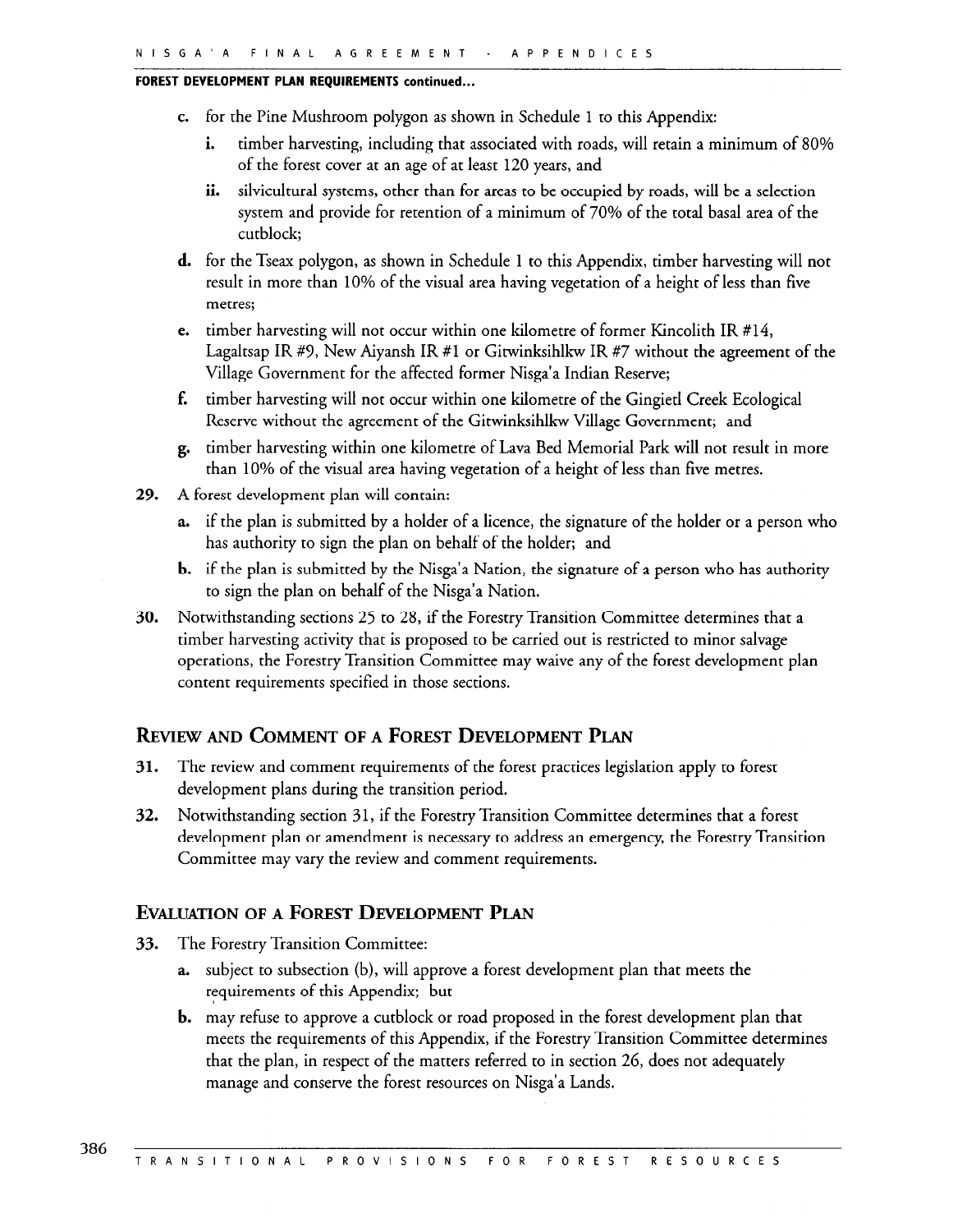**FOREST DEVELOPMENT PLAN REQUIREMENTS continued...**

c. for the Pine Mushroom polygon as shown in Schedule 1 to this Appendix:

   i. timber harvesting, including that associated with roads, will retain a minimum of 80% of the forest cover at an age of at least 120 years, and

   ii. silvicultural systems, other than for areas to be occupied by roads, will be a selection system and provide for retention of a minimum of 70% of the total basal area of the cutblock;

d. for the Tseax polygon, as shown in Schedule 1 to this Appendix, timber harvesting will not result in more than 10% of the visual area having vegetation of a height of less than five metres;

e. timber harvesting will not occur within one kilometre of former Kincolith IR #14, Lagaltsap IR #9, New Aiyansh IR #1 or Gitwinksihlkw IR #7 without the agreement of the Village Government for the affected former Nisga'a Indian Reserve;

f. timber harvesting will not occur within one kilometre of the Gingietl Creek Ecological Reserve without the agreement of the Gitwinksihlkw Village Government; and

g. timber harvesting within one kilometre of Lava Bed Memorial Park will not result in more than 10% of the visual area having vegetation of a height of less than five metres.

**29.** A forest development plan will contain:

a. if the plan is submitted by a holder of a licence, the signature of the holder or a person who has authority to sign the plan on behalf of the holder; and

b. if the plan is submitted by the Nisga'a Nation, the signature of a person who has authority to sign the plan on behalf of the Nisga'a Nation.

**30.** Notwithstanding sections 25 to 28, if the Forestry Transition Committee determines that a timber harvesting activity that is proposed to be carried out is restricted to minor salvage operations, the Forestry Transition Committee may waive any of the forest development plan content requirements specified in those sections.

## Review and Comment of a Forest Development Plan

**31.** The review and comment requirements of the forest practices legislation apply to forest development plans during the transition period.

**32.** Notwithstanding section 31, if the Forestry Transition Committee determines that a forest development plan or amendment is necessary to address an emergency, the Forestry Transition Committee may vary the review and comment requirements.

## Evaluation of a Forest Development Plan

**33.** The Forestry Transition Committee:

a. subject to subsection (b), will approve a forest development plan that meets the requirements of this Appendix; but

b. may refuse to approve a cutblock or road proposed in the forest development plan that meets the requirements of this Appendix, if the Forestry Transition Committee determines that the plan, in respect of the matters referred to in section 26, does not adequately manage and conserve the forest resources on Nisga'a Lands.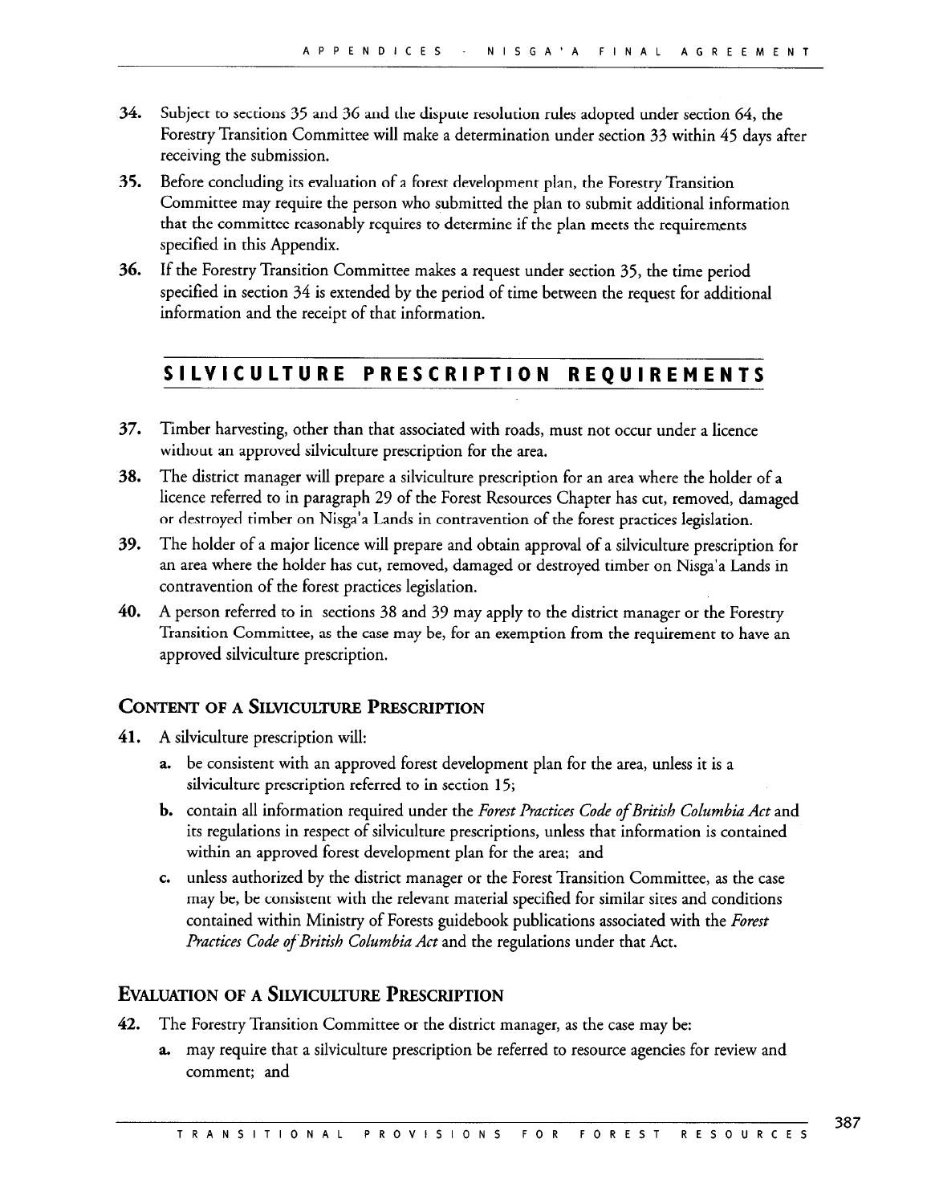34. Subject to sections 35 and 36 and the dispute resolution rules adopted under section 64, the Forestry Transition Committee will make a determination under section 33 within 45 days after receiving the submission.

35. Before concluding its evaluation of a forest development plan, the Forestry Transition Committee may require the person who submitted the plan to submit additional information that the committee reasonably requires to determine if the plan meets the requirements specified in this Appendix.

36. If the Forestry Transition Committee makes a request under section 35, the time period specified in section 34 is extended by the period of time between the request for additional information and the receipt of that information.

## SILVICULTURE PRESCRIPTION REQUIREMENTS

37. Timber harvesting, other than that associated with roads, must not occur under a licence without an approved silviculture prescription for the area.

38. The district manager will prepare a silviculture prescription for an area where the holder of a licence referred to in paragraph 29 of the Forest Resources Chapter has cut, removed, damaged or destroyed timber on Nisga'a Lands in contravention of the forest practices legislation.

39. The holder of a major licence will prepare and obtain approval of a silviculture prescription for an area where the holder has cut, removed, damaged or destroyed timber on Nisga'a Lands in contravention of the forest practices legislation.

40. A person referred to in sections 38 and 39 may apply to the district manager or the Forestry Transition Committee, as the case may be, for an exemption from the requirement to have an approved silviculture prescription.

### CONTENT OF A SILVICULTURE PRESCRIPTION

41. A silviculture prescription will:
    - a. be consistent with an approved forest development plan for the area, unless it is a silviculture prescription referred to in section 15;
    - b. contain all information required under the *Forest Practices Code of British Columbia Act* and its regulations in respect of silviculture prescriptions, unless that information is contained within an approved forest development plan for the area; and
    - c. unless authorized by the district manager or the Forest Transition Committee, as the case may be, be consistent with the relevant material specified for similar sites and conditions contained within Ministry of Forests guidebook publications associated with the *Forest Practices Code of British Columbia Act* and the regulations under that Act.

### EVALUATION OF A SILVICULTURE PRESCRIPTION

42. The Forestry Transition Committee or the district manager, as the case may be:
    - a. may require that a silviculture prescription be referred to resource agencies for review and comment; and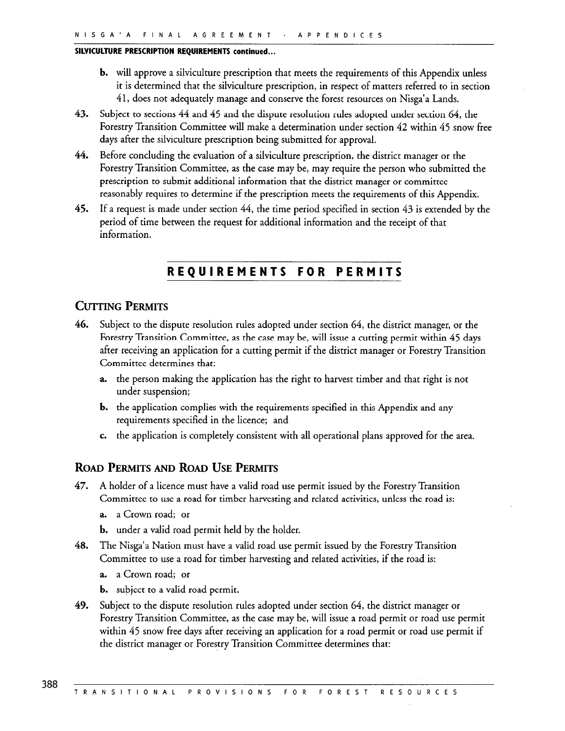**SILVICULTURE PRESCRIPTION REQUIREMENTS continued...**

b. will approve a silviculture prescription that meets the requirements of this Appendix unless it is determined that the silviculture prescription, in respect of matters referred to in section 41, does not adequately manage and conserve the forest resources on Nisga'a Lands.

43. Subject to sections 44 and 45 and the dispute resolution rules adopted under section 64, the Forestry Transition Committee will make a determination under section 42 within 45 snow free days after the silviculture prescription being submitted for approval.

44. Before concluding the evaluation of a silviculture prescription, the district manager or the Forestry Transition Committee, as the case may be, may require the person who submitted the prescription to submit additional information that the district manager or committee reasonably requires to determine if the prescription meets the requirements of this Appendix.

45. If a request is made under section 44, the time period specified in section 43 is extended by the period of time between the request for additional information and the receipt of that information.

## REQUIREMENTS FOR PERMITS

### CUTTING PERMITS

46. Subject to the dispute resolution rules adopted under section 64, the district manager, or the Forestry Transition Committee, as the case may be, will issue a cutting permit within 45 days after receiving an application for a cutting permit if the district manager or Forestry Transition Committee determines that:

    a. the person making the application has the right to harvest timber and that right is not under suspension;

    b. the application complies with the requirements specified in this Appendix and any requirements specified in the licence; and

    c. the application is completely consistent with all operational plans approved for the area.

### ROAD PERMITS AND ROAD USE PERMITS

47. A holder of a licence must have a valid road use permit issued by the Forestry Transition Committee to use a road for timber harvesting and related activities, unless the road is:

    a. a Crown road; or

    b. under a valid road permit held by the holder.

48. The Nisga'a Nation must have a valid road use permit issued by the Forestry Transition Committee to use a road for timber harvesting and related activities, if the road is:

    a. a Crown road; or

    b. subject to a valid road permit.

49. Subject to the dispute resolution rules adopted under section 64, the district manager or Forestry Transition Committee, as the case may be, will issue a road permit or road use permit within 45 snow free days after receiving an application for a road permit or road use permit if the district manager or Forestry Transition Committee determines that: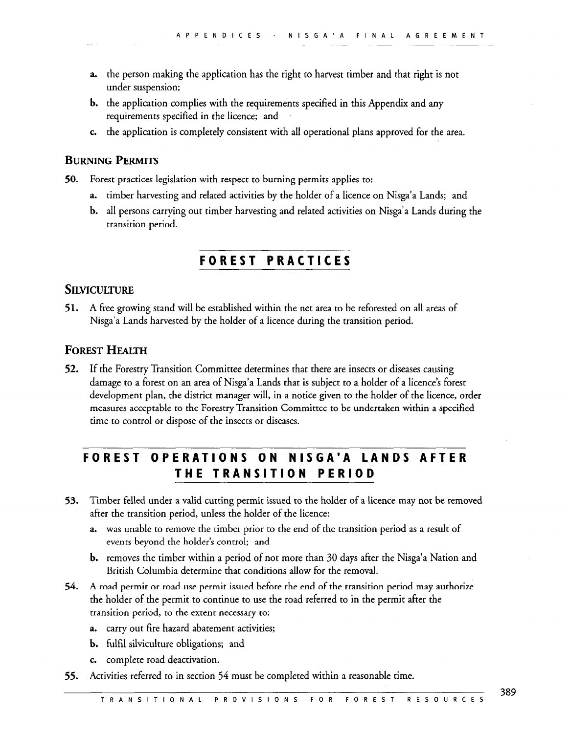a. the person making the application has the right to harvest timber and that right is not under suspension;

b. the application complies with the requirements specified in this Appendix and any requirements specified in the licence; and

c. the application is completely consistent with all operational plans approved for the area.

### Burning Permits

50. Forest practices legislation with respect to burning permits applies to:

   a. timber harvesting and related activities by the holder of a licence on Nisga'a Lands; and

   b. all persons carrying out timber harvesting and related activities on Nisga'a Lands during the transition period.

## FOREST PRACTICES

### Silviculture

51. A free growing stand will be established within the net area to be reforested on all areas of Nisga'a Lands harvested by the holder of a licence during the transition period.

### Forest Health

52. If the Forestry Transition Committee determines that there are insects or diseases causing damage to a forest on an area of Nisga'a Lands that is subject to a holder of a licence's forest development plan, the district manager will, in a notice given to the holder of the licence, order measures acceptable to the Forestry Transition Committee to be undertaken within a specified time to control or dispose of the insects or diseases.

## FOREST OPERATIONS ON NISGA'A LANDS AFTER THE TRANSITION PERIOD

53. Timber felled under a valid cutting permit issued to the holder of a licence may not be removed after the transition period, unless the holder of the licence:

   a. was unable to remove the timber prior to the end of the transition period as a result of events beyond the holder's control; and

   b. removes the timber within a period of not more than 30 days after the Nisga'a Nation and British Columbia determine that conditions allow for the removal.

54. A road permit or road use permit issued before the end of the transition period may authorize the holder of the permit to continue to use the road referred to in the permit after the transition period, to the extent necessary to:

   a. carry out fire hazard abatement activities;

   b. fulfil silviculture obligations; and

   c. complete road deactivation.

55. Activities referred to in section 54 must be completed within a reasonable time.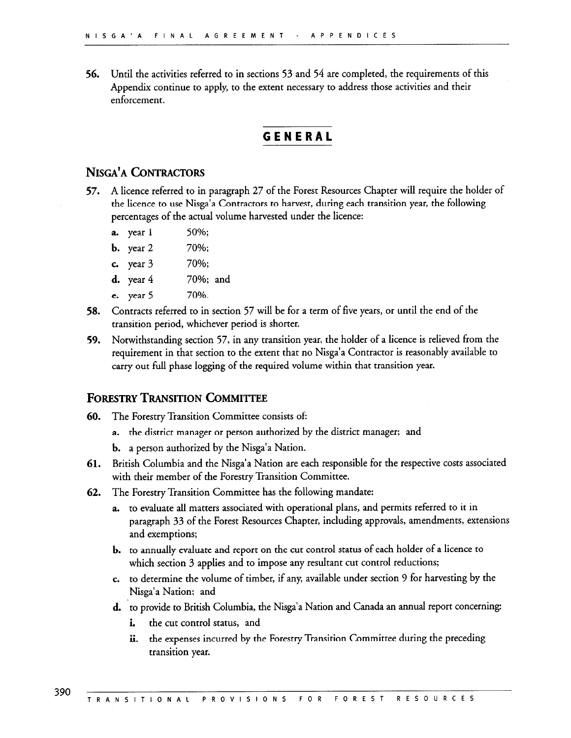56. Until the activities referred to in sections 53 and 54 are completed, the requirements of this Appendix continue to apply, to the extent necessary to address those activities and their enforcement.

## GENERAL

### NISGA'A CONTRACTORS

57. A licence referred to in paragraph 27 of the Forest Resources Chapter will require the holder of the licence to use Nisga'a Contractors to harvest, during each transition year, the following percentages of the actual volume harvested under the licence:

    a. year 1 50%;

    b. year 2 70%;

    c. year 3 70%;

    d. year 4 70%; and

    e. year 5 70%.

58. Contracts referred to in section 57 will be for a term of five years, or until the end of the transition period, whichever period is shorter.

59. Notwithstanding section 57, in any transition year, the holder of a licence is relieved from the requirement in that section to the extent that no Nisga'a Contractor is reasonably available to carry out full phase logging of the required volume within that transition year.

### FORESTRY TRANSITION COMMITTEE

60. The Forestry Transition Committee consists of:

    a. the district manager or person authorized by the district manager; and

    b. a person authorized by the Nisga'a Nation.

61. British Columbia and the Nisga'a Nation are each responsible for the respective costs associated with their member of the Forestry Transition Committee.

62. The Forestry Transition Committee has the following mandate:

    a. to evaluate all matters associated with operational plans, and permits referred to it in paragraph 33 of the Forest Resources Chapter, including approvals, amendments, extensions and exemptions;

    b. to annually evaluate and report on the cut control status of each holder of a licence to which section 3 applies and to impose any resultant cut control reductions;

    c. to determine the volume of timber, if any, available under section 9 for harvesting by the Nisga'a Nation; and

    d. to provide to British Columbia, the Nisga'a Nation and Canada an annual report concerning:

        i. the cut control status, and

        ii. the expenses incurred by the Forestry Transition Committee during the preceding transition year.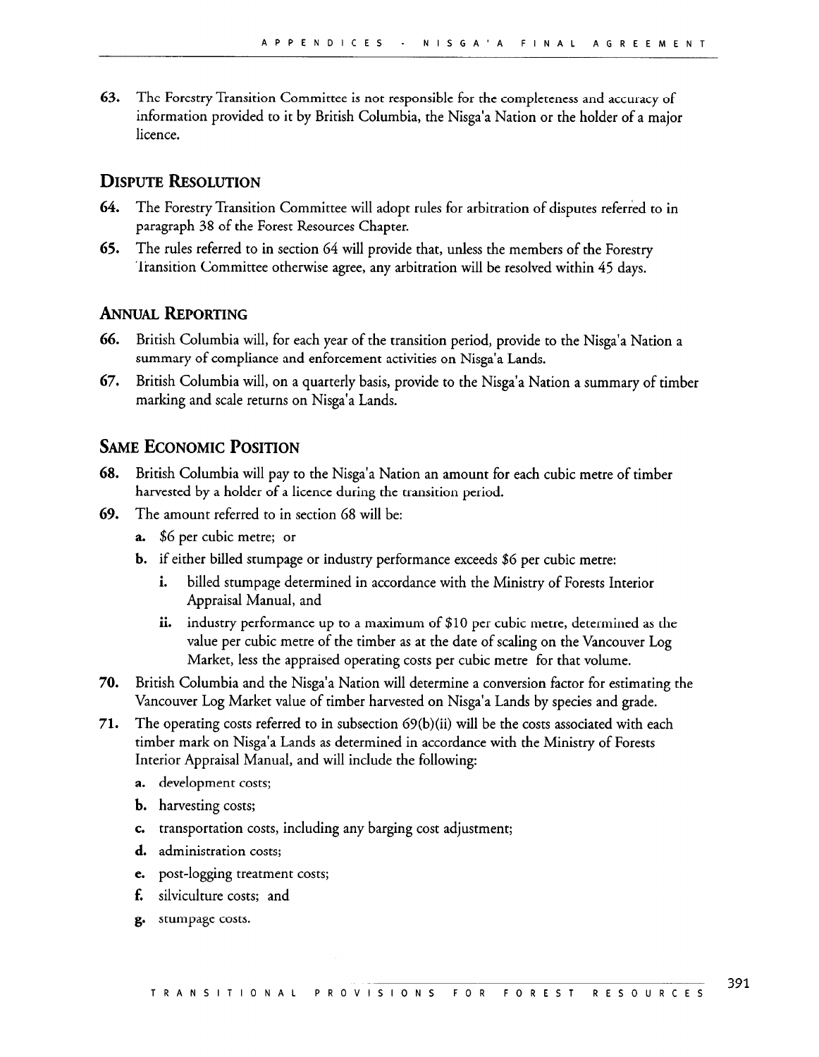63. The Forestry Transition Committee is not responsible for the completeness and accuracy of information provided to it by British Columbia, the Nisga'a Nation or the holder of a major licence.

## Dispute Resolution

64. The Forestry Transition Committee will adopt rules for arbitration of disputes referred to in paragraph 38 of the Forest Resources Chapter.

65. The rules referred to in section 64 will provide that, unless the members of the Forestry Transition Committee otherwise agree, any arbitration will be resolved within 45 days.

## Annual Reporting

66. British Columbia will, for each year of the transition period, provide to the Nisga'a Nation a summary of compliance and enforcement activities on Nisga'a Lands.

67. British Columbia will, on a quarterly basis, provide to the Nisga'a Nation a summary of timber marking and scale returns on Nisga'a Lands.

## Same Economic Position

68. British Columbia will pay to the Nisga'a Nation an amount for each cubic metre of timber harvested by a holder of a licence during the transition period.

69. The amount referred to in section 68 will be:
   a. $6 per cubic metre; or
   b. if either billed stumpage or industry performance exceeds $6 per cubic metre:
      i. billed stumpage determined in accordance with the Ministry of Forests Interior Appraisal Manual, and
      ii. industry performance up to a maximum of $10 per cubic metre, determined as the value per cubic metre of the timber as at the date of scaling on the Vancouver Log Market, less the appraised operating costs per cubic metre for that volume.

70. British Columbia and the Nisga'a Nation will determine a conversion factor for estimating the Vancouver Log Market value of timber harvested on Nisga'a Lands by species and grade.

71. The operating costs referred to in subsection 69(b)(ii) will be the costs associated with each timber mark on Nisga'a Lands as determined in accordance with the Ministry of Forests Interior Appraisal Manual, and will include the following:
   a. development costs;
   b. harvesting costs;
   c. transportation costs, including any barging cost adjustment;
   d. administration costs;
   e. post-logging treatment costs;
   f. silviculture costs; and
   g. stumpage costs.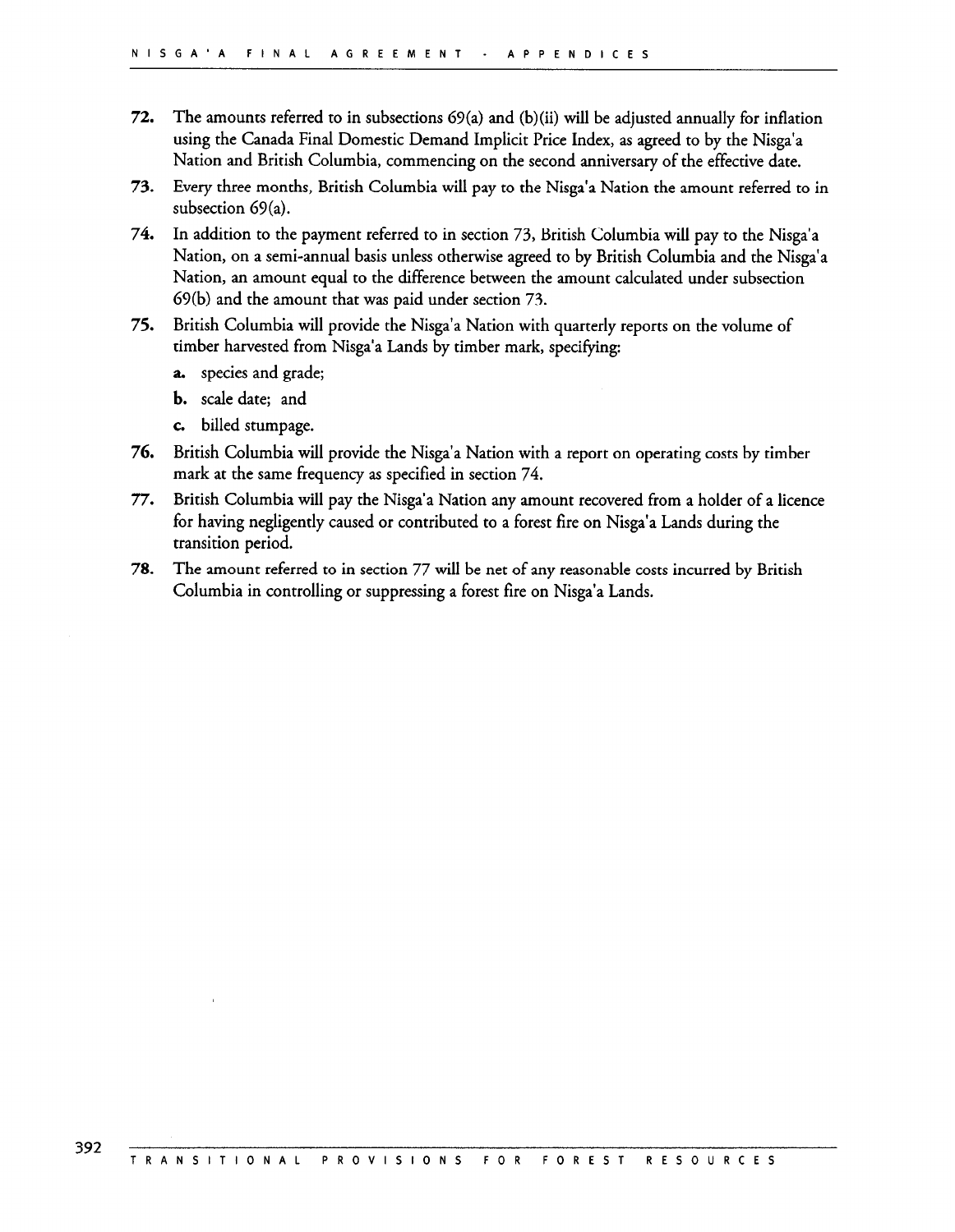**72.** The amounts referred to in subsections 69(a) and (b)(ii) will be adjusted annually for inflation using the Canada Final Domestic Demand Implicit Price Index, as agreed to by the Nisga'a Nation and British Columbia, commencing on the second anniversary of the effective date.

**73.** Every three months, British Columbia will pay to the Nisga'a Nation the amount referred to in subsection 69(a).

**74.** In addition to the payment referred to in section 73, British Columbia will pay to the Nisga'a Nation, on a semi-annual basis unless otherwise agreed to by British Columbia and the Nisga'a Nation, an amount equal to the difference between the amount calculated under subsection 69(b) and the amount that was paid under section 73.

**75.** British Columbia will provide the Nisga'a Nation with quarterly reports on the volume of timber harvested from Nisga'a Lands by timber mark, specifying:

- **a.** species and grade;
- **b.** scale date; and
- **c.** billed stumpage.

**76.** British Columbia will provide the Nisga'a Nation with a report on operating costs by timber mark at the same frequency as specified in section 74.

**77.** British Columbia will pay the Nisga'a Nation any amount recovered from a holder of a licence for having negligently caused or contributed to a forest fire on Nisga'a Lands during the transition period.

**78.** The amount referred to in section 77 will be net of any reasonable costs incurred by British Columbia in controlling or suppressing a forest fire on Nisga'a Lands.